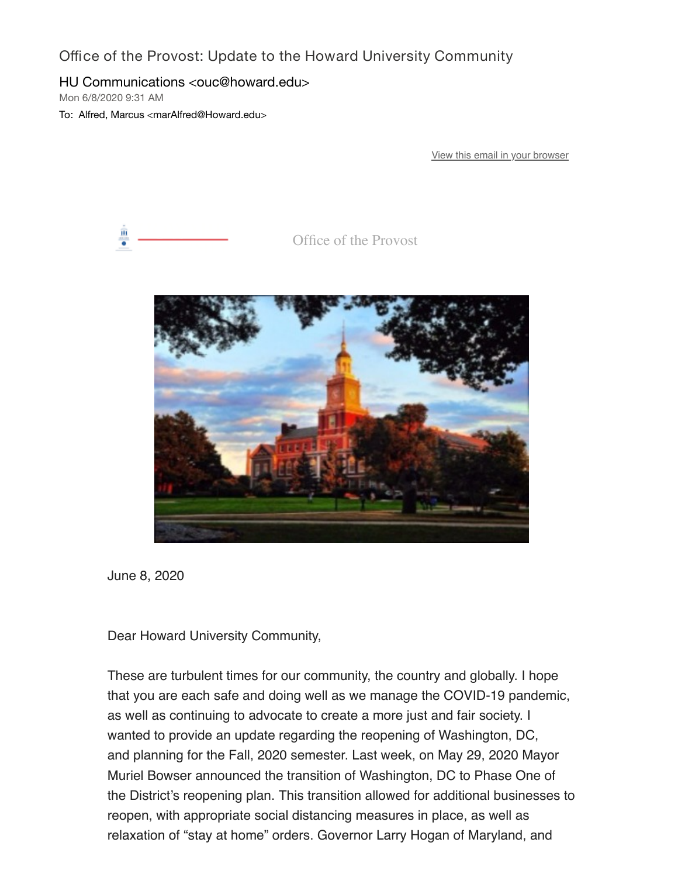Office of the Provost: Update to the Howard University Community

HU Communications <ouc@howard.edu>
Mon 6/8/2020 9:31 AM
To: Alfred, Marcus <marAlfred@Howard.edu>

View this email in your browser

Office of the Provost

June 8, 2020

Dear Howard University Community,

These are turbulent times for our community, the country and globally. I hope that you are each safe and doing well as we manage the COVID-19 pandemic, as well as continuing to advocate to create a more just and fair society. I wanted to provide an update regarding the reopening of Washington, DC, and planning for the Fall, 2020 semester. Last week, on May 29, 2020 Mayor Muriel Bowser announced the transition of Washington, DC to Phase One of the District's reopening plan. This transition allowed for additional businesses to reopen, with appropriate social distancing measures in place, as well as relaxation of "stay at home" orders. Governor Larry Hogan of Maryland, and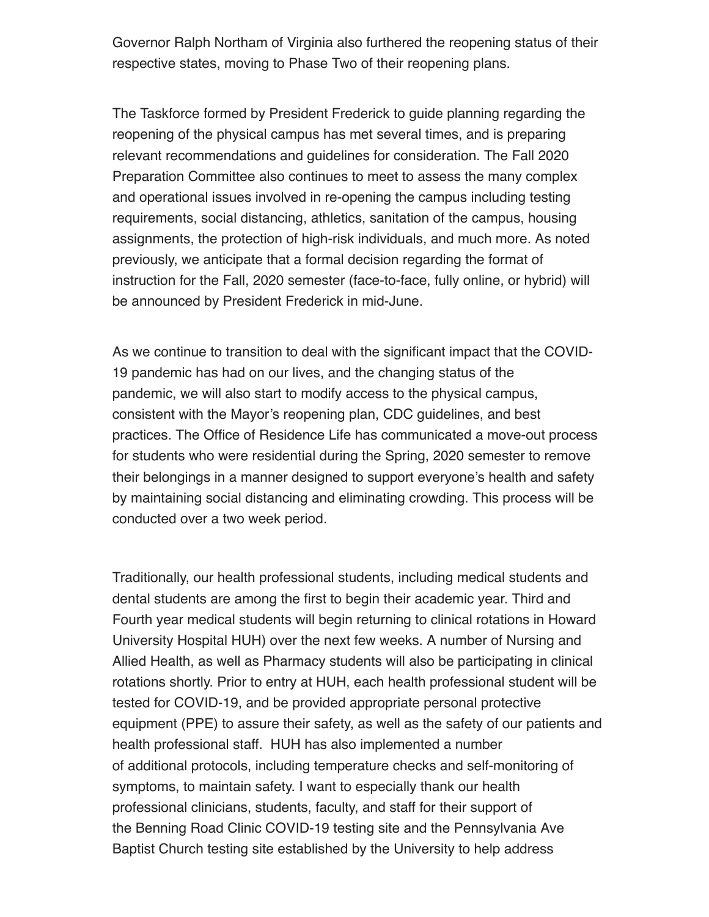Governor Ralph Northam of Virginia also furthered the reopening status of their respective states, moving to Phase Two of their reopening plans.

The Taskforce formed by President Frederick to guide planning regarding the reopening of the physical campus has met several times, and is preparing relevant recommendations and guidelines for consideration. The Fall 2020 Preparation Committee also continues to meet to assess the many complex and operational issues involved in re-opening the campus including testing requirements, social distancing, athletics, sanitation of the campus, housing assignments, the protection of high-risk individuals, and much more. As noted previously, we anticipate that a formal decision regarding the format of instruction for the Fall, 2020 semester (face-to-face, fully online, or hybrid) will be announced by President Frederick in mid-June.

As we continue to transition to deal with the significant impact that the COVID-19 pandemic has had on our lives, and the changing status of the pandemic, we will also start to modify access to the physical campus, consistent with the Mayor's reopening plan, CDC guidelines, and best practices. The Office of Residence Life has communicated a move-out process for students who were residential during the Spring, 2020 semester to remove their belongings in a manner designed to support everyone's health and safety by maintaining social distancing and eliminating crowding. This process will be conducted over a two week period.

Traditionally, our health professional students, including medical students and dental students are among the first to begin their academic year. Third and Fourth year medical students will begin returning to clinical rotations in Howard University Hospital HUH) over the next few weeks. A number of Nursing and Allied Health, as well as Pharmacy students will also be participating in clinical rotations shortly. Prior to entry at HUH, each health professional student will be tested for COVID-19, and be provided appropriate personal protective equipment (PPE) to assure their safety, as well as the safety of our patients and health professional staff. HUH has also implemented a number of additional protocols, including temperature checks and self-monitoring of symptoms, to maintain safety. I want to especially thank our health professional clinicians, students, faculty, and staff for their support of the Benning Road Clinic COVID-19 testing site and the Pennsylvania Ave Baptist Church testing site established by the University to help address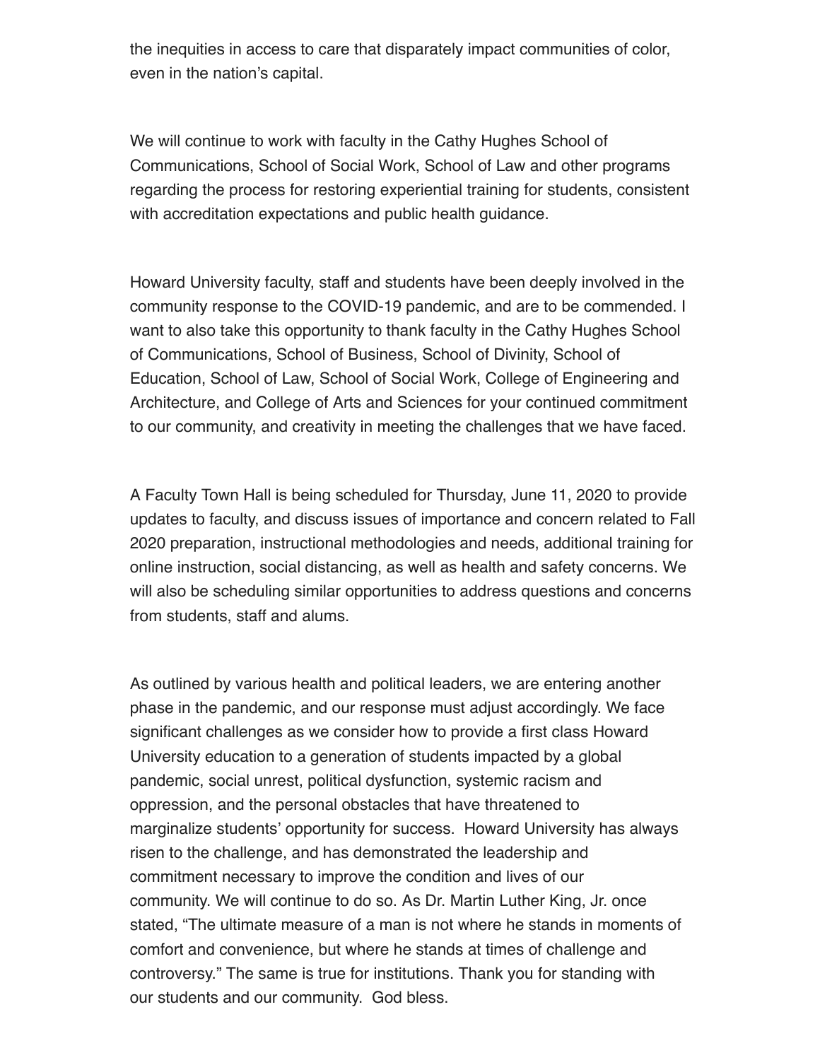the inequities in access to care that disparately impact communities of color, even in the nation's capital.

We will continue to work with faculty in the Cathy Hughes School of Communications, School of Social Work, School of Law and other programs regarding the process for restoring experiential training for students, consistent with accreditation expectations and public health guidance.

Howard University faculty, staff and students have been deeply involved in the community response to the COVID-19 pandemic, and are to be commended. I want to also take this opportunity to thank faculty in the Cathy Hughes School of Communications, School of Business, School of Divinity, School of Education, School of Law, School of Social Work, College of Engineering and Architecture, and College of Arts and Sciences for your continued commitment to our community, and creativity in meeting the challenges that we have faced.

A Faculty Town Hall is being scheduled for Thursday, June 11, 2020 to provide updates to faculty, and discuss issues of importance and concern related to Fall 2020 preparation, instructional methodologies and needs, additional training for online instruction, social distancing, as well as health and safety concerns. We will also be scheduling similar opportunities to address questions and concerns from students, staff and alums.

As outlined by various health and political leaders, we are entering another phase in the pandemic, and our response must adjust accordingly. We face significant challenges as we consider how to provide a first class Howard University education to a generation of students impacted by a global pandemic, social unrest, political dysfunction, systemic racism and oppression, and the personal obstacles that have threatened to marginalize students' opportunity for success. Howard University has always risen to the challenge, and has demonstrated the leadership and commitment necessary to improve the condition and lives of our community. We will continue to do so. As Dr. Martin Luther King, Jr. once stated, "The ultimate measure of a man is not where he stands in moments of comfort and convenience, but where he stands at times of challenge and controversy." The same is true for institutions. Thank you for standing with our students and our community. God bless.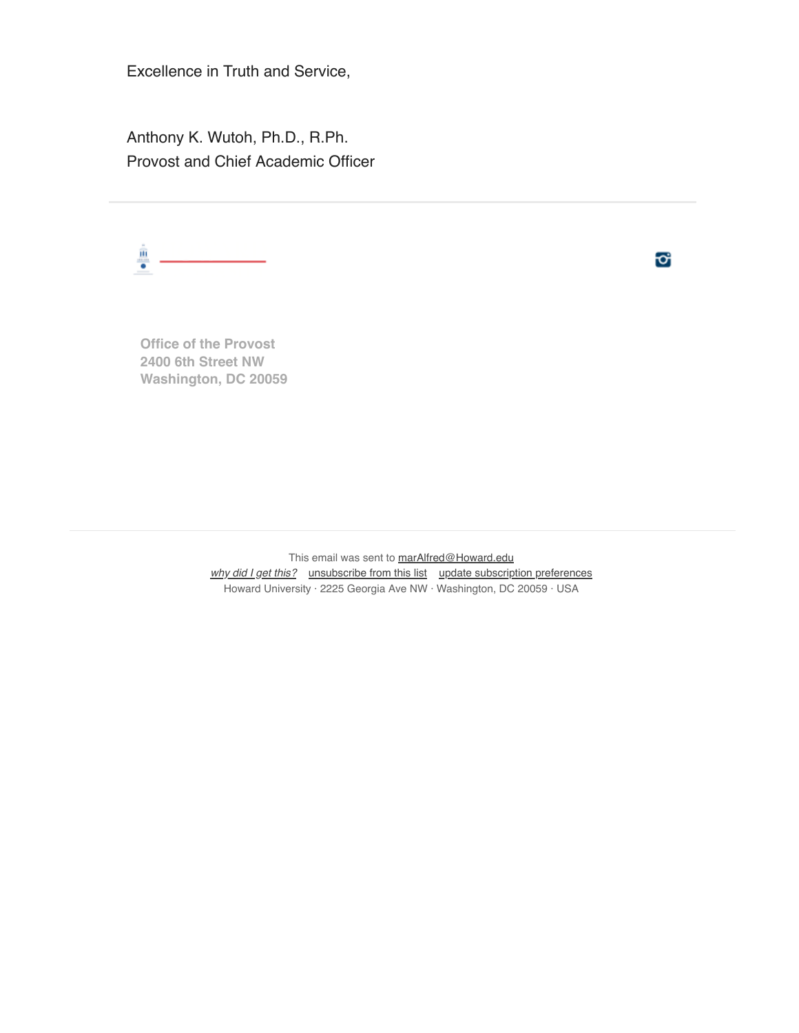Excellence in Truth and Service,

Anthony K. Wutoh, Ph.D., R.Ph.
Provost and Chief Academic Officer

---

**Office of the Provost**
**2400 6th Street NW**
**Washington, DC 20059**

---

This email was sent to marAlfred@Howard.edu
*why did I get this?* unsubscribe from this list update subscription preferences
Howard University · 2225 Georgia Ave NW · Washington, DC 20059 · USA